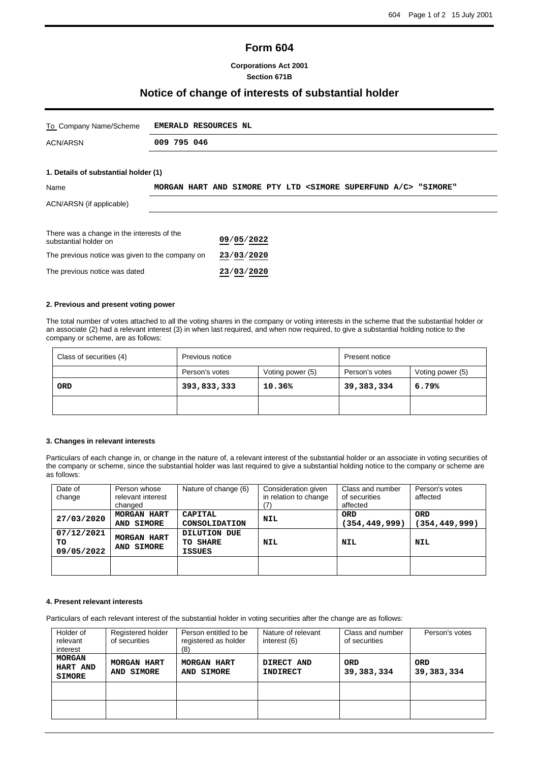# Form 604

**Corporations Act 2001**
**Section 671B**

## Notice of change of interests of substantial holder

| To Company Name/Scheme | **EMERALD RESOURCES NL** |
|---|---|
| ACN/ARSN | **009 795 046** |

### 1. Details of substantial holder (1)

| Name | **MORGAN HART AND SIMORE PTY LTD <SIMORE SUPERFUND A/C> "SIMORE"** |
|---|---|
| ACN/ARSN (if applicable) | |

| | |
|---|---|
| There was a change in the interests of the substantial holder on | **09/05/2022** |
| The previous notice was given to the company on | **23/03/2020** |
| The previous notice was dated | **23/03/2020** |

### 2. Previous and present voting power

The total number of votes attached to all the voting shares in the company or voting interests in the scheme that the substantial holder or an associate (2) had a relevant interest (3) in when last required, and when now required, to give a substantial holding notice to the company or scheme, are as follows:

| Class of securities (4) | Previous notice | | Present notice | |
|---|---|---|---|---|
| | Person's votes | Voting power (5) | Person's votes | Voting power (5) |
| **ORD** | **393,833,333** | **10.36%** | **39,383,334** | **6.79%** |
| | | | | |

### 3. Changes in relevant interests

Particulars of each change in, or change in the nature of, a relevant interest of the substantial holder or an associate in voting securities of the company or scheme, since the substantial holder was last required to give a substantial holding notice to the company or scheme are as follows:

| Date of change | Person whose relevant interest changed | Nature of change (6) | Consideration given in relation to change (7) | Class and number of securities affected | Person's votes affected |
|---|---|---|---|---|---|
| **27/03/2020** | **MORGAN HART AND SIMORE** | **CAPITAL CONSOLIDATION** | **NIL** | **ORD (354,449,999)** | **ORD (354,449,999)** |
| **07/12/2021 TO 09/05/2022** | **MORGAN HART AND SIMORE** | **DILUTION DUE TO SHARE ISSUES** | **NIL** | **NIL** | **NIL** |
| | | | | | |

### 4. Present relevant interests

Particulars of each relevant interest of the substantial holder in voting securities after the change are as follows:

| Holder of relevant interest | Registered holder of securities | Person entitled to be registered as holder (8) | Nature of relevant interest (6) | Class and number of securities | Person's votes |
|---|---|---|---|---|---|
| **MORGAN HART AND SIMORE** | **MORGAN HART AND SIMORE** | **MORGAN HART AND SIMORE** | **DIRECT AND INDIRECT** | **ORD 39,383,334** | **ORD 39,383,334** |
| | | | | | |
| | | | | | |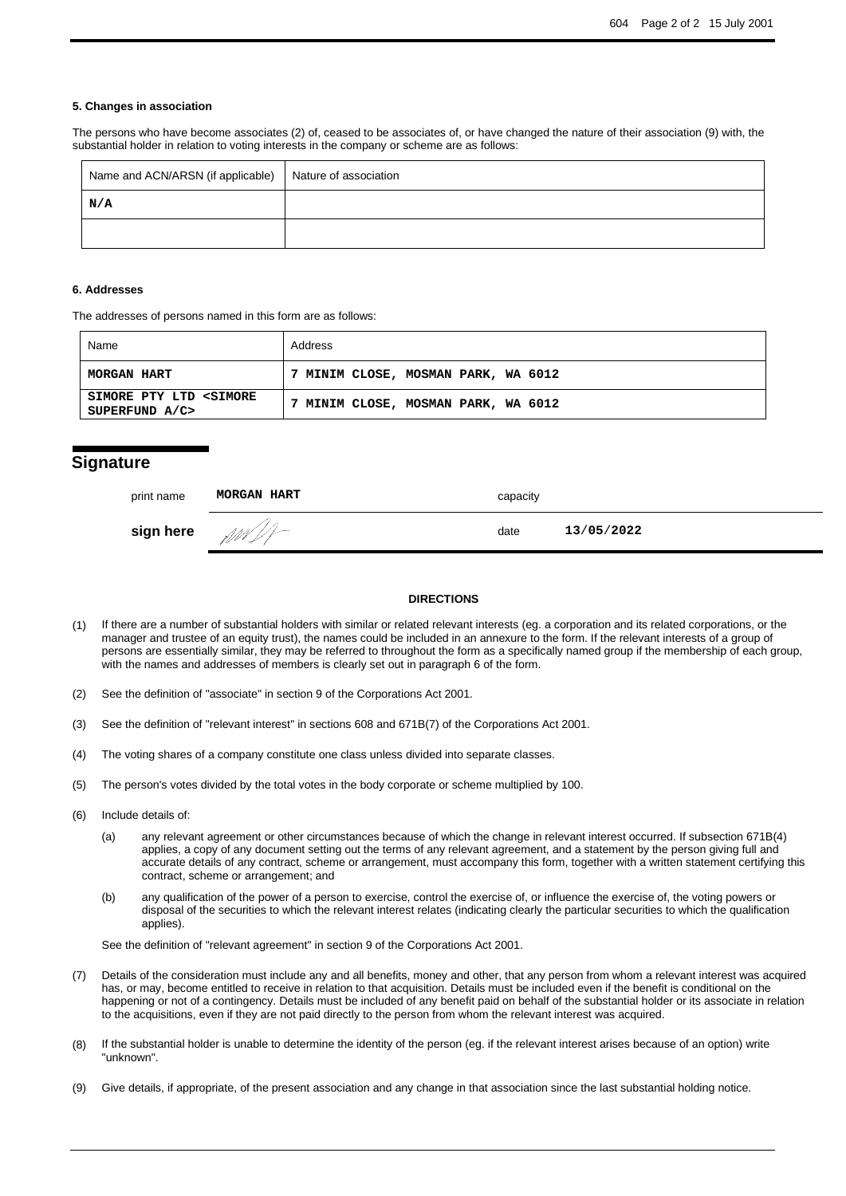### 5. Changes in association

The persons who have become associates (2) of, ceased to be associates of, or have changed the nature of their association (9) with, the substantial holder in relation to voting interests in the company or scheme are as follows:

| Name and ACN/ARSN (if applicable) | Nature of association |
|---|---|
| **N/A** | |
| | |

### 6. Addresses

The addresses of persons named in this form are as follows:

| Name | Address |
|---|---|
| **MORGAN HART** | **7 MINIM CLOSE, MOSMAN PARK, WA 6012** |
| **SIMORE PTY LTD <SIMORE SUPERFUND A/C>** | **7 MINIM CLOSE, MOSMAN PARK, WA 6012** |

## Signature

| | | | |
|---|---|---|---|
| print name | **MORGAN HART** | capacity | |
| **sign here** | | date | **13/05/2022** |

### DIRECTIONS

(1) If there are a number of substantial holders with similar or related relevant interests (eg. a corporation and its related corporations, or the manager and trustee of an equity trust), the names could be included in an annexure to the form. If the relevant interests of a group of persons are essentially similar, they may be referred to throughout the form as a specifically named group if the membership of each group, with the names and addresses of members is clearly set out in paragraph 6 of the form.

(2) See the definition of "associate" in section 9 of the Corporations Act 2001.

(3) See the definition of "relevant interest" in sections 608 and 671B(7) of the Corporations Act 2001.

(4) The voting shares of a company constitute one class unless divided into separate classes.

(5) The person's votes divided by the total votes in the body corporate or scheme multiplied by 100.

(6) Include details of:

(a) any relevant agreement or other circumstances because of which the change in relevant interest occurred. If subsection 671B(4) applies, a copy of any document setting out the terms of any relevant agreement, and a statement by the person giving full and accurate details of any contract, scheme or arrangement, must accompany this form, together with a written statement certifying this contract, scheme or arrangement; and

(b) any qualification of the power of a person to exercise, control the exercise of, or influence the exercise of, the voting powers or disposal of the securities to which the relevant interest relates (indicating clearly the particular securities to which the qualification applies).

See the definition of "relevant agreement" in section 9 of the Corporations Act 2001.

(7) Details of the consideration must include any and all benefits, money and other, that any person from whom a relevant interest was acquired has, or may, become entitled to receive in relation to that acquisition. Details must be included even if the benefit is conditional on the happening or not of a contingency. Details must be included of any benefit paid on behalf of the substantial holder or its associate in relation to the acquisitions, even if they are not paid directly to the person from whom the relevant interest was acquired.

(8) If the substantial holder is unable to determine the identity of the person (eg. if the relevant interest arises because of an option) write "unknown".

(9) Give details, if appropriate, of the present association and any change in that association since the last substantial holding notice.